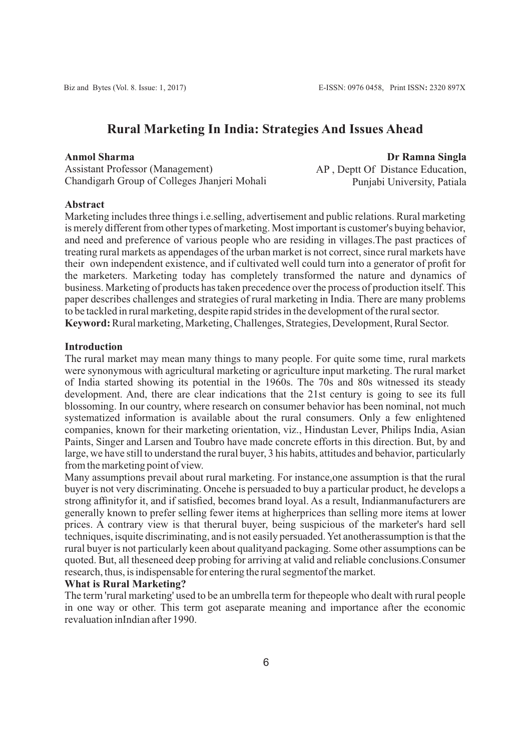# Rural Marketing In India: Strategies And Issues Ahead

**Anmol Sharma**
Assistant Professor (Management)
Chandigarh Group of Colleges Jhanjeri Mohali

**Dr Ramna Singla**
AP , Deptt Of Distance Education,
Punjabi University, Patiala

## Abstract

Marketing includes three things i.e.selling, advertisement and public relations. Rural marketing is merely different from other types of marketing. Most important is customer's buying behavior, and need and preference of various people who are residing in villages.The past practices of treating rural markets as appendages of the urban market is not correct, since rural markets have their own independent existence, and if cultivated well could turn into a generator of profit for the marketers. Marketing today has completely transformed the nature and dynamics of business. Marketing of products has taken precedence over the process of production itself. This paper describes challenges and strategies of rural marketing in India. There are many problems to be tackled in rural marketing, despite rapid strides in the development of the rural sector.

**Keyword:** Rural marketing, Marketing, Challenges, Strategies, Development, Rural Sector.

## Introduction

The rural market may mean many things to many people. For quite some time, rural markets were synonymous with agricultural marketing or agriculture input marketing. The rural market of India started showing its potential in the 1960s. The 70s and 80s witnessed its steady development. And, there are clear indications that the 21st century is going to see its full blossoming. In our country, where research on consumer behavior has been nominal, not much systematized information is available about the rural consumers. Only a few enlightened companies, known for their marketing orientation, viz., Hindustan Lever, Philips India, Asian Paints, Singer and Larsen and Toubro have made concrete efforts in this direction. But, by and large, we have still to understand the rural buyer, 3 his habits, attitudes and behavior, particularly from the marketing point of view.

Many assumptions prevail about rural marketing. For instance,one assumption is that the rural buyer is not very discriminating. Oncehe is persuaded to buy a particular product, he develops a strong affinityfor it, and if satisfied, becomes brand loyal. As a result, Indianmanufacturers are generally known to prefer selling fewer items at higherprices than selling more items at lower prices. A contrary view is that therural buyer, being suspicious of the marketer's hard sell techniques, isquite discriminating, and is not easily persuaded. Yet anotherassumption is that the rural buyer is not particularly keen about qualityand packaging. Some other assumptions can be quoted. But, all theseneed deep probing for arriving at valid and reliable conclusions.Consumer research, thus, is indispensable for entering the rural segmentof the market.

### What is Rural Marketing?

The term 'rural marketing' used to be an umbrella term for thepeople who dealt with rural people in one way or other. This term got aseparate meaning and importance after the economic revaluation inIndian after 1990.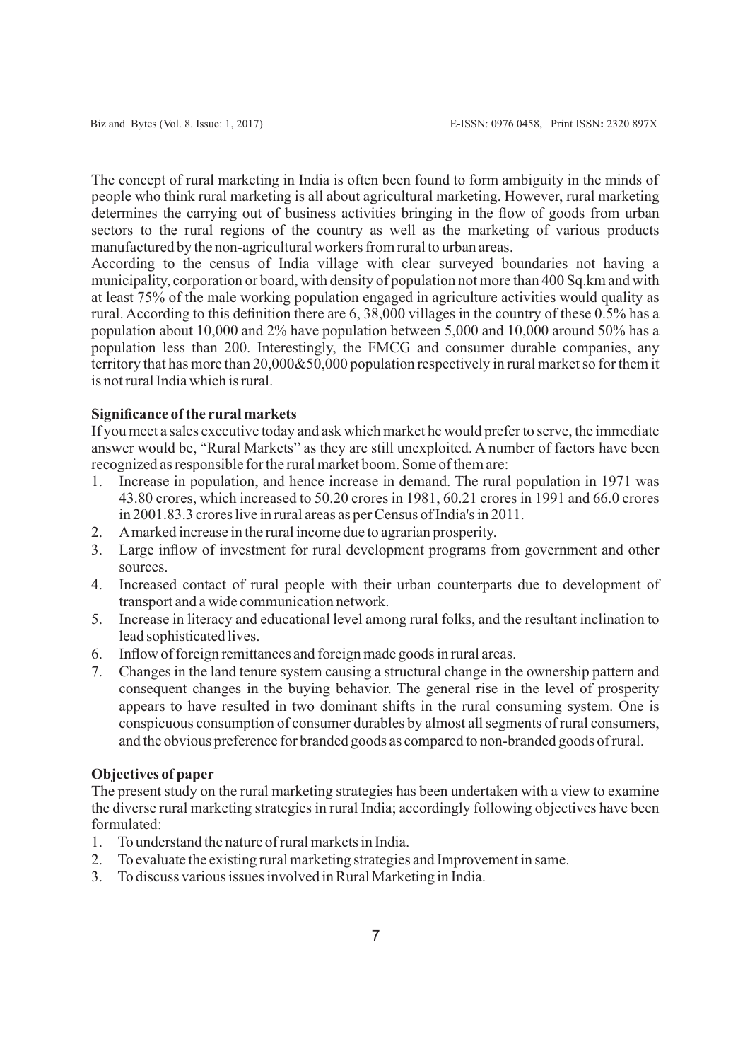The concept of rural marketing in India is often been found to form ambiguity in the minds of people who think rural marketing is all about agricultural marketing. However, rural marketing determines the carrying out of business activities bringing in the flow of goods from urban sectors to the rural regions of the country as well as the marketing of various products manufactured by the non-agricultural workers from rural to urban areas.

According to the census of India village with clear surveyed boundaries not having a municipality, corporation or board, with density of population not more than 400 Sq.km and with at least 75% of the male working population engaged in agriculture activities would quality as rural. According to this definition there are 6, 38,000 villages in the country of these 0.5% has a population about 10,000 and 2% have population between 5,000 and 10,000 around 50% has a population less than 200. Interestingly, the FMCG and consumer durable companies, any territory that has more than 20,000&50,000 population respectively in rural market so for them it is not rural India which is rural.

**Significance of the rural markets**

If you meet a sales executive today and ask which market he would prefer to serve, the immediate answer would be, "Rural Markets" as they are still unexploited. A number of factors have been recognized as responsible for the rural market boom. Some of them are:

1. Increase in population, and hence increase in demand. The rural population in 1971 was 43.80 crores, which increased to 50.20 crores in 1981, 60.21 crores in 1991 and 66.0 crores in 2001.83.3 crores live in rural areas as per Census of India's in 2011.
2. A marked increase in the rural income due to agrarian prosperity.
3. Large inflow of investment for rural development programs from government and other sources.
4. Increased contact of rural people with their urban counterparts due to development of transport and a wide communication network.
5. Increase in literacy and educational level among rural folks, and the resultant inclination to lead sophisticated lives.
6. Inflow of foreign remittances and foreign made goods in rural areas.
7. Changes in the land tenure system causing a structural change in the ownership pattern and consequent changes in the buying behavior. The general rise in the level of prosperity appears to have resulted in two dominant shifts in the rural consuming system. One is conspicuous consumption of consumer durables by almost all segments of rural consumers, and the obvious preference for branded goods as compared to non-branded goods of rural.

**Objectives of paper**

The present study on the rural marketing strategies has been undertaken with a view to examine the diverse rural marketing strategies in rural India; accordingly following objectives have been formulated:

1. To understand the nature of rural markets in India.
2. To evaluate the existing rural marketing strategies and Improvement in same.
3. To discuss various issues involved in Rural Marketing in India.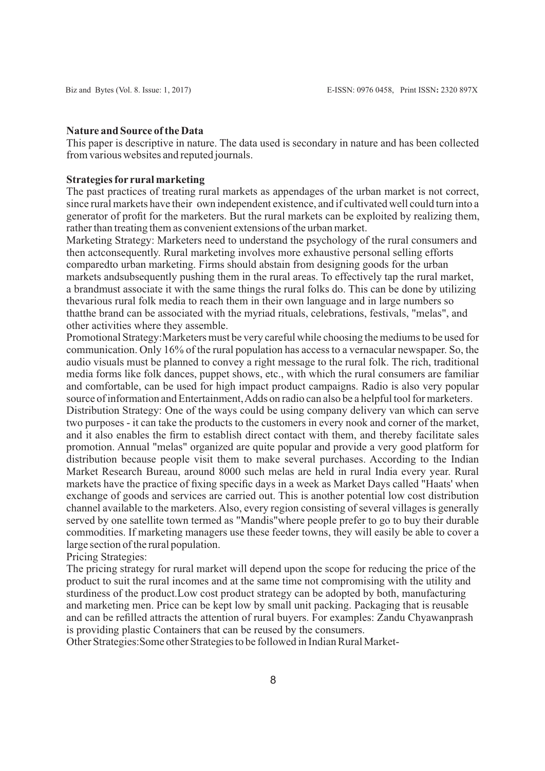**Nature and Source of the Data**

This paper is descriptive in nature. The data used is secondary in nature and has been collected from various websites and reputed journals.

**Strategies for rural marketing**

The past practices of treating rural markets as appendages of the urban market is not correct, since rural markets have their own independent existence, and if cultivated well could turn into a generator of profit for the marketers. But the rural markets can be exploited by realizing them, rather than treating them as convenient extensions of the urban market.

Marketing Strategy: Marketers need to understand the psychology of the rural consumers and then actconsequently. Rural marketing involves more exhaustive personal selling efforts comparedto urban marketing. Firms should abstain from designing goods for the urban markets andsubsequently pushing them in the rural areas. To effectively tap the rural market, a brandmust associate it with the same things the rural folks do. This can be done by utilizing thevarious rural folk media to reach them in their own language and in large numbers so thatthe brand can be associated with the myriad rituals, celebrations, festivals, "melas", and other activities where they assemble.

Promotional Strategy:Marketers must be very careful while choosing the mediums to be used for communication. Only 16% of the rural population has access to a vernacular newspaper. So, the audio visuals must be planned to convey a right message to the rural folk. The rich, traditional media forms like folk dances, puppet shows, etc., with which the rural consumers are familiar and comfortable, can be used for high impact product campaigns. Radio is also very popular source of information and Entertainment, Adds on radio can also be a helpful tool for marketers.

Distribution Strategy: One of the ways could be using company delivery van which can serve two purposes - it can take the products to the customers in every nook and corner of the market, and it also enables the firm to establish direct contact with them, and thereby facilitate sales promotion. Annual "melas" organized are quite popular and provide a very good platform for distribution because people visit them to make several purchases. According to the Indian Market Research Bureau, around 8000 such melas are held in rural India every year. Rural markets have the practice of fixing specific days in a week as Market Days called "Haats' when exchange of goods and services are carried out. This is another potential low cost distribution channel available to the marketers. Also, every region consisting of several villages is generally served by one satellite town termed as "Mandis"where people prefer to go to buy their durable commodities. If marketing managers use these feeder towns, they will easily be able to cover a large section of the rural population.

Pricing Strategies:

The pricing strategy for rural market will depend upon the scope for reducing the price of the product to suit the rural incomes and at the same time not compromising with the utility and sturdiness of the product.Low cost product strategy can be adopted by both, manufacturing and marketing men. Price can be kept low by small unit packing. Packaging that is reusable and can be refilled attracts the attention of rural buyers. For examples: Zandu Chyawanprash is providing plastic Containers that can be reused by the consumers.

Other Strategies:Some other Strategies to be followed in Indian Rural Market-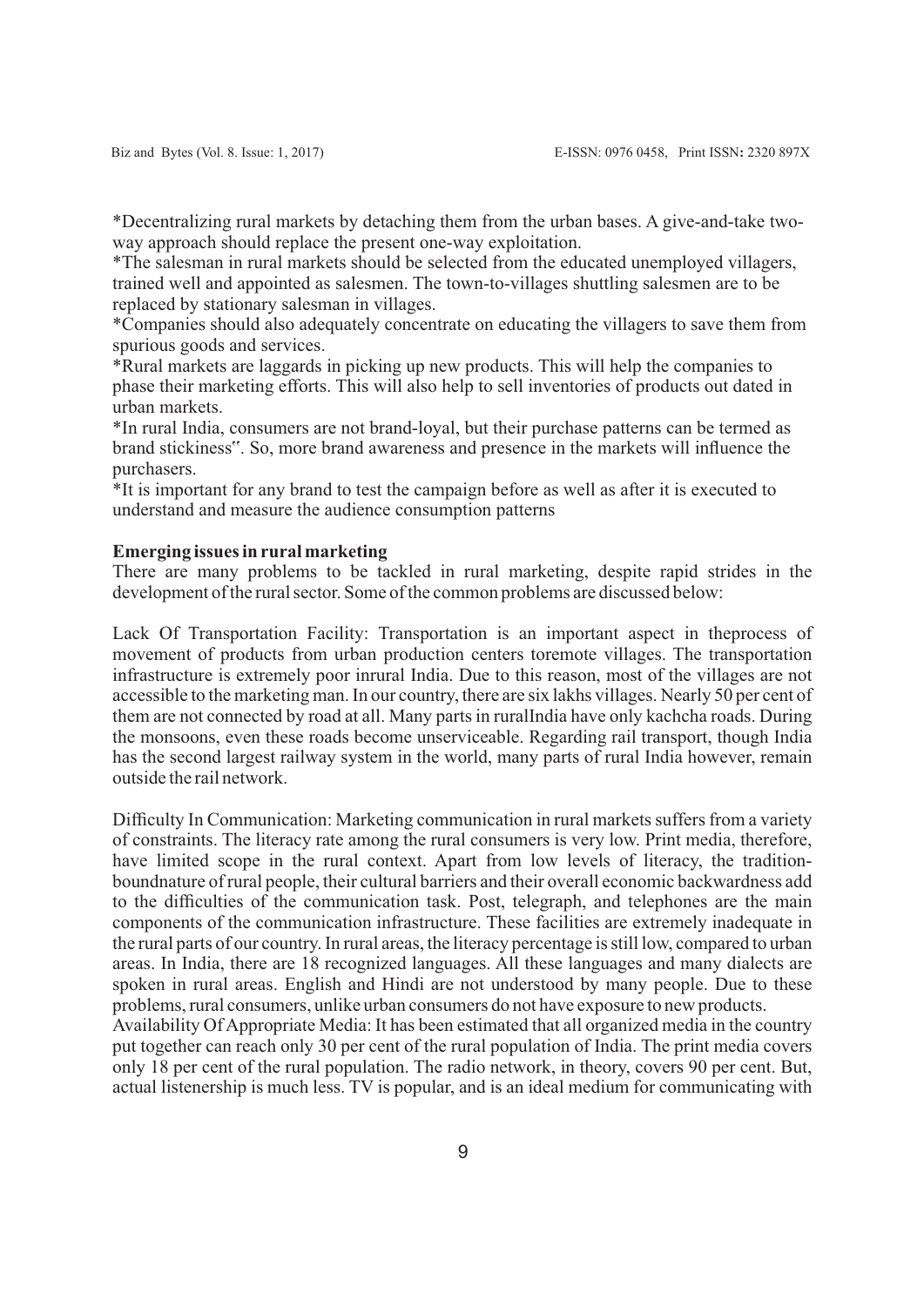*Decentralizing rural markets by detaching them from the urban bases. A give-and-take two-way approach should replace the present one-way exploitation.
*The salesman in rural markets should be selected from the educated unemployed villagers, trained well and appointed as salesmen. The town-to-villages shuttling salesmen are to be replaced by stationary salesman in villages.
*Companies should also adequately concentrate on educating the villagers to save them from spurious goods and services.
*Rural markets are laggards in picking up new products. This will help the companies to phase their marketing efforts. This will also help to sell inventories of products out dated in urban markets.
*In rural India, consumers are not brand-loyal, but their purchase patterns can be termed as brand stickiness". So, more brand awareness and presence in the markets will influence the purchasers.
*It is important for any brand to test the campaign before as well as after it is executed to understand and measure the audience consumption patterns

**Emerging issues in rural marketing**

There are many problems to be tackled in rural marketing, despite rapid strides in the development of the rural sector. Some of the common problems are discussed below:

Lack Of Transportation Facility: Transportation is an important aspect in theprocess of movement of products from urban production centers toremote villages. The transportation infrastructure is extremely poor inrural India. Due to this reason, most of the villages are not accessible to the marketing man. In our country, there are six lakhs villages. Nearly 50 per cent of them are not connected by road at all. Many parts in ruralIndia have only kachcha roads. During the monsoons, even these roads become unserviceable. Regarding rail transport, though India has the second largest railway system in the world, many parts of rural India however, remain outside the rail network.

Difficulty In Communication: Marketing communication in rural markets suffers from a variety of constraints. The literacy rate among the rural consumers is very low. Print media, therefore, have limited scope in the rural context. Apart from low levels of literacy, the tradition-boundnature of rural people, their cultural barriers and their overall economic backwardness add to the difficulties of the communication task. Post, telegraph, and telephones are the main components of the communication infrastructure. These facilities are extremely inadequate in the rural parts of our country. In rural areas, the literacy percentage is still low, compared to urban areas. In India, there are 18 recognized languages. All these languages and many dialects are spoken in rural areas. English and Hindi are not understood by many people. Due to these problems, rural consumers, unlike urban consumers do not have exposure to new products.
Availability Of Appropriate Media: It has been estimated that all organized media in the country put together can reach only 30 per cent of the rural population of India. The print media covers only 18 per cent of the rural population. The radio network, in theory, covers 90 per cent. But, actual listenership is much less. TV is popular, and is an ideal medium for communicating with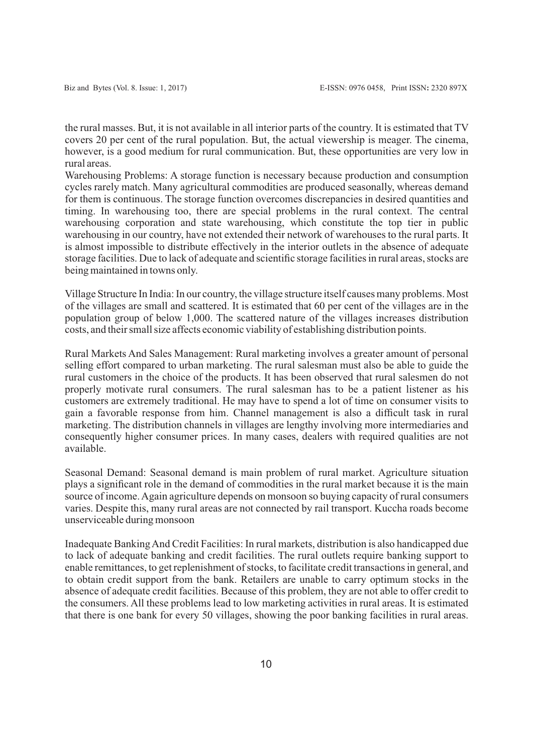the rural masses. But, it is not available in all interior parts of the country. It is estimated that TV covers 20 per cent of the rural population. But, the actual viewership is meager. The cinema, however, is a good medium for rural communication. But, these opportunities are very low in rural areas.

Warehousing Problems: A storage function is necessary because production and consumption cycles rarely match. Many agricultural commodities are produced seasonally, whereas demand for them is continuous. The storage function overcomes discrepancies in desired quantities and timing. In warehousing too, there are special problems in the rural context. The central warehousing corporation and state warehousing, which constitute the top tier in public warehousing in our country, have not extended their network of warehouses to the rural parts. It is almost impossible to distribute effectively in the interior outlets in the absence of adequate storage facilities. Due to lack of adequate and scientific storage facilities in rural areas, stocks are being maintained in towns only.

Village Structure In India: In our country, the village structure itself causes many problems. Most of the villages are small and scattered. It is estimated that 60 per cent of the villages are in the population group of below 1,000. The scattered nature of the villages increases distribution costs, and their small size affects economic viability of establishing distribution points.

Rural Markets And Sales Management: Rural marketing involves a greater amount of personal selling effort compared to urban marketing. The rural salesman must also be able to guide the rural customers in the choice of the products. It has been observed that rural salesmen do not properly motivate rural consumers. The rural salesman has to be a patient listener as his customers are extremely traditional. He may have to spend a lot of time on consumer visits to gain a favorable response from him. Channel management is also a difficult task in rural marketing. The distribution channels in villages are lengthy involving more intermediaries and consequently higher consumer prices. In many cases, dealers with required qualities are not available.

Seasonal Demand: Seasonal demand is main problem of rural market. Agriculture situation plays a significant role in the demand of commodities in the rural market because it is the main source of income. Again agriculture depends on monsoon so buying capacity of rural consumers varies. Despite this, many rural areas are not connected by rail transport. Kuccha roads become unserviceable during monsoon

Inadequate Banking And Credit Facilities: In rural markets, distribution is also handicapped due to lack of adequate banking and credit facilities. The rural outlets require banking support to enable remittances, to get replenishment of stocks, to facilitate credit transactions in general, and to obtain credit support from the bank. Retailers are unable to carry optimum stocks in the absence of adequate credit facilities. Because of this problem, they are not able to offer credit to the consumers. All these problems lead to low marketing activities in rural areas. It is estimated that there is one bank for every 50 villages, showing the poor banking facilities in rural areas.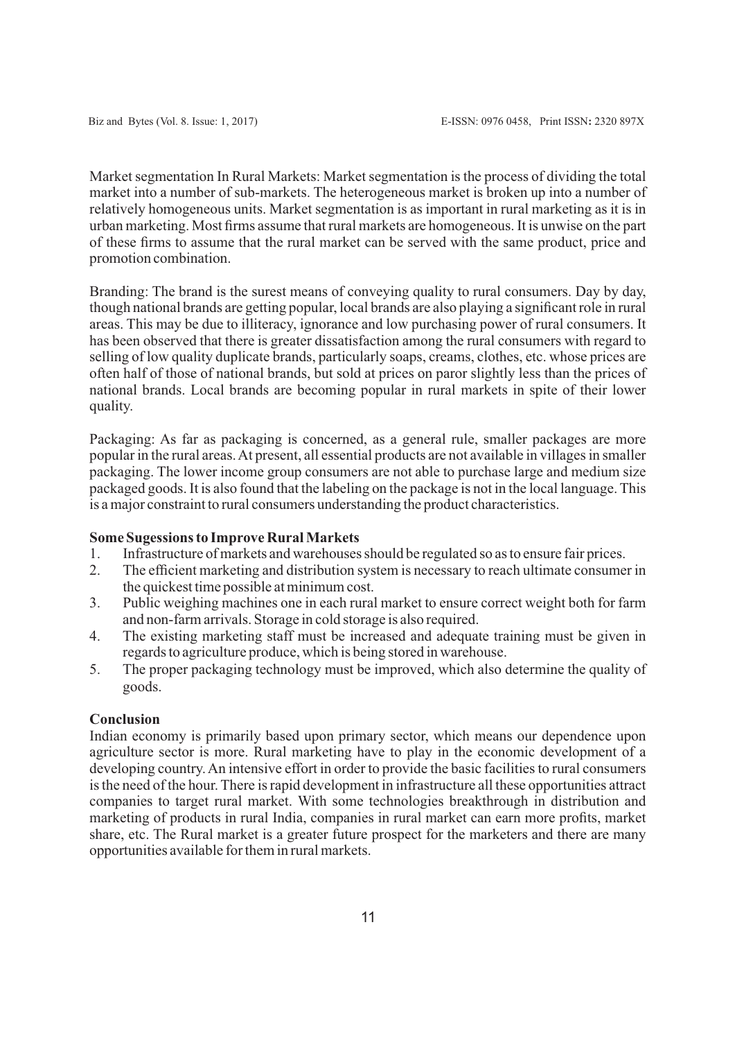Market segmentation In Rural Markets: Market segmentation is the process of dividing the total market into a number of sub-markets. The heterogeneous market is broken up into a number of relatively homogeneous units. Market segmentation is as important in rural marketing as it is in urban marketing. Most firms assume that rural markets are homogeneous. It is unwise on the part of these firms to assume that the rural market can be served with the same product, price and promotion combination.

Branding: The brand is the surest means of conveying quality to rural consumers. Day by day, though national brands are getting popular, local brands are also playing a significant role in rural areas. This may be due to illiteracy, ignorance and low purchasing power of rural consumers. It has been observed that there is greater dissatisfaction among the rural consumers with regard to selling of low quality duplicate brands, particularly soaps, creams, clothes, etc. whose prices are often half of those of national brands, but sold at prices on paror slightly less than the prices of national brands. Local brands are becoming popular in rural markets in spite of their lower quality.

Packaging: As far as packaging is concerned, as a general rule, smaller packages are more popular in the rural areas. At present, all essential products are not available in villages in smaller packaging. The lower income group consumers are not able to purchase large and medium size packaged goods. It is also found that the labeling on the package is not in the local language. This is a major constraint to rural consumers understanding the product characteristics.

**Some Sugessions to Improve Rural Markets**

1. Infrastructure of markets and warehouses should be regulated so as to ensure fair prices.
2. The efficient marketing and distribution system is necessary to reach ultimate consumer in the quickest time possible at minimum cost.
3. Public weighing machines one in each rural market to ensure correct weight both for farm and non-farm arrivals. Storage in cold storage is also required.
4. The existing marketing staff must be increased and adequate training must be given in regards to agriculture produce, which is being stored in warehouse.
5. The proper packaging technology must be improved, which also determine the quality of goods.

**Conclusion**

Indian economy is primarily based upon primary sector, which means our dependence upon agriculture sector is more. Rural marketing have to play in the economic development of a developing country. An intensive effort in order to provide the basic facilities to rural consumers is the need of the hour. There is rapid development in infrastructure all these opportunities attract companies to target rural market. With some technologies breakthrough in distribution and marketing of products in rural India, companies in rural market can earn more profits, market share, etc. The Rural market is a greater future prospect for the marketers and there are many opportunities available for them in rural markets.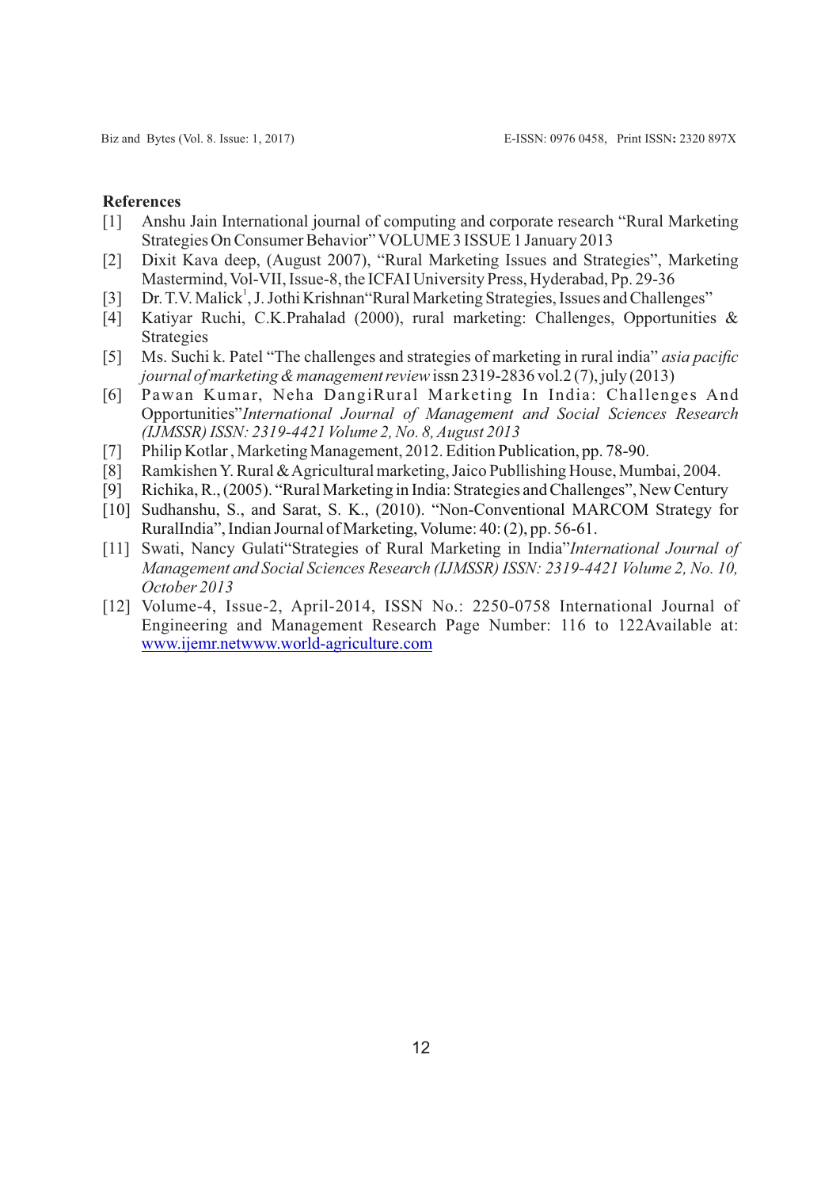**References**

[1] Anshu Jain International journal of computing and corporate research "Rural Marketing Strategies On Consumer Behavior" VOLUME 3 ISSUE 1 January 2013

[2] Dixit Kava deep, (August 2007), "Rural Marketing Issues and Strategies", Marketing Mastermind, Vol-VII, Issue-8, the ICFAI University Press, Hyderabad, Pp. 29-36

[3] Dr. T.V. Malick[1], J. Jothi Krishnan"Rural Marketing Strategies, Issues and Challenges"

[4] Katiyar Ruchi, C.K.Prahalad (2000), rural marketing: Challenges, Opportunities & Strategies

[5] Ms. Suchi k. Patel "The challenges and strategies of marketing in rural india" *asia pacific journal of marketing & management review* issn 2319-2836 vol.2 (7), july (2013)

[6] Pawan Kumar, Neha DangiRural Marketing In India: Challenges And Opportunities"*International Journal of Management and Social Sciences Research (IJMSSR) ISSN: 2319-4421 Volume 2, No. 8, August 2013*

[7] Philip Kotlar , Marketing Management, 2012. Edition Publication, pp. 78-90.

[8] Ramkishen Y. Rural & Agricultural marketing, Jaico Publlishing House, Mumbai, 2004.

[9] Richika, R., (2005). "Rural Marketing in India: Strategies and Challenges", New Century

[10] Sudhanshu, S., and Sarat, S. K., (2010). "Non-Conventional MARCOM Strategy for RuralIndia", Indian Journal of Marketing, Volume: 40: (2), pp. 56-61.

[11] Swati, Nancy Gulati"Strategies of Rural Marketing in India"*International Journal of Management and Social Sciences Research (IJMSSR) ISSN: 2319-4421 Volume 2, No. 10, October 2013*

[12] Volume-4, Issue-2, April-2014, ISSN No.: 2250-0758 International Journal of Engineering and Management Research Page Number: 116 to 122Available at: www.ijemr.netwww.world-agriculture.com